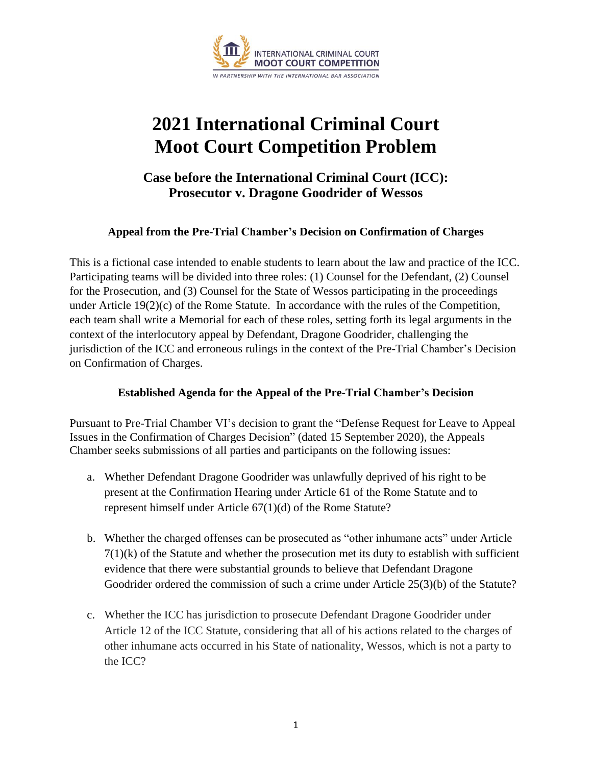INTERNATIONAL CRIMINAL COURT
MOOT COURT COMPETITION

*IN PARTNERSHIP WITH THE INTERNATIONAL BAR ASSOCIATION*

# 2021 International Criminal Court Moot Court Competition Problem

## Case before the International Criminal Court (ICC): Prosecutor v. Dragone Goodrider of Wessos

### Appeal from the Pre-Trial Chamber's Decision on Confirmation of Charges

This is a fictional case intended to enable students to learn about the law and practice of the ICC. Participating teams will be divided into three roles: (1) Counsel for the Defendant, (2) Counsel for the Prosecution, and (3) Counsel for the State of Wessos participating in the proceedings under Article 19(2)(c) of the Rome Statute. In accordance with the rules of the Competition, each team shall write a Memorial for each of these roles, setting forth its legal arguments in the context of the interlocutory appeal by Defendant, Dragone Goodrider, challenging the jurisdiction of the ICC and erroneous rulings in the context of the Pre-Trial Chamber's Decision on Confirmation of Charges.

### Established Agenda for the Appeal of the Pre-Trial Chamber's Decision

Pursuant to Pre-Trial Chamber VI's decision to grant the "Defense Request for Leave to Appeal Issues in the Confirmation of Charges Decision" (dated 15 September 2020), the Appeals Chamber seeks submissions of all parties and participants on the following issues:

a. Whether Defendant Dragone Goodrider was unlawfully deprived of his right to be present at the Confirmation Hearing under Article 61 of the Rome Statute and to represent himself under Article 67(1)(d) of the Rome Statute?

b. Whether the charged offenses can be prosecuted as "other inhumane acts" under Article 7(1)(k) of the Statute and whether the prosecution met its duty to establish with sufficient evidence that there were substantial grounds to believe that Defendant Dragone Goodrider ordered the commission of such a crime under Article 25(3)(b) of the Statute?

c. Whether the ICC has jurisdiction to prosecute Defendant Dragone Goodrider under Article 12 of the ICC Statute, considering that all of his actions related to the charges of other inhumane acts occurred in his State of nationality, Wessos, which is not a party to the ICC?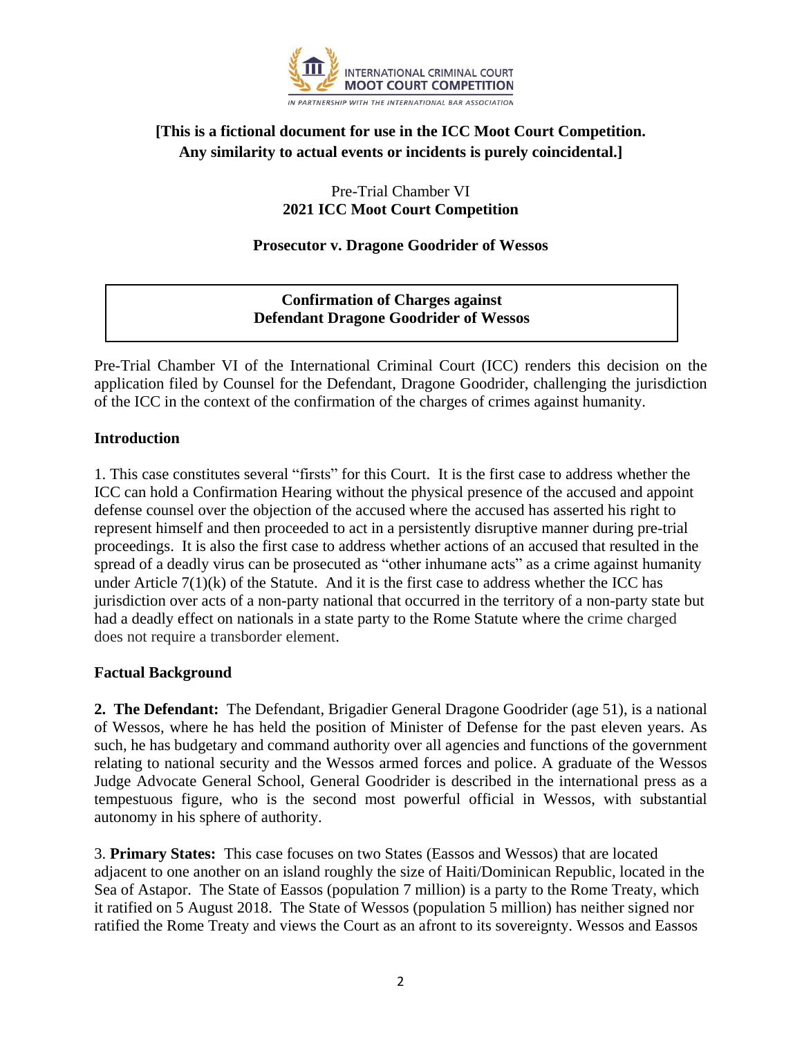**[This is a fictional document for use in the ICC Moot Court Competition. Any similarity to actual events or incidents is purely coincidental.]**

Pre-Trial Chamber VI
**2021 ICC Moot Court Competition**

**Prosecutor v. Dragone Goodrider of Wessos**

**Confirmation of Charges against Defendant Dragone Goodrider of Wessos**

Pre-Trial Chamber VI of the International Criminal Court (ICC) renders this decision on the application filed by Counsel for the Defendant, Dragone Goodrider, challenging the jurisdiction of the ICC in the context of the confirmation of the charges of crimes against humanity.

## Introduction

1. This case constitutes several "firsts" for this Court. It is the first case to address whether the ICC can hold a Confirmation Hearing without the physical presence of the accused and appoint defense counsel over the objection of the accused where the accused has asserted his right to represent himself and then proceeded to act in a persistently disruptive manner during pre-trial proceedings. It is also the first case to address whether actions of an accused that resulted in the spread of a deadly virus can be prosecuted as "other inhumane acts" as a crime against humanity under Article 7(1)(k) of the Statute. And it is the first case to address whether the ICC has jurisdiction over acts of a non-party national that occurred in the territory of a non-party state but had a deadly effect on nationals in a state party to the Rome Statute where the crime charged does not require a transborder element.

## Factual Background

**2. The Defendant:** The Defendant, Brigadier General Dragone Goodrider (age 51), is a national of Wessos, where he has held the position of Minister of Defense for the past eleven years. As such, he has budgetary and command authority over all agencies and functions of the government relating to national security and the Wessos armed forces and police. A graduate of the Wessos Judge Advocate General School, General Goodrider is described in the international press as a tempestuous figure, who is the second most powerful official in Wessos, with substantial autonomy in his sphere of authority.

3. **Primary States:** This case focuses on two States (Eassos and Wessos) that are located adjacent to one another on an island roughly the size of Haiti/Dominican Republic, located in the Sea of Astapor. The State of Eassos (population 7 million) is a party to the Rome Treaty, which it ratified on 5 August 2018. The State of Wessos (population 5 million) has neither signed nor ratified the Rome Treaty and views the Court as an afront to its sovereignty. Wessos and Eassos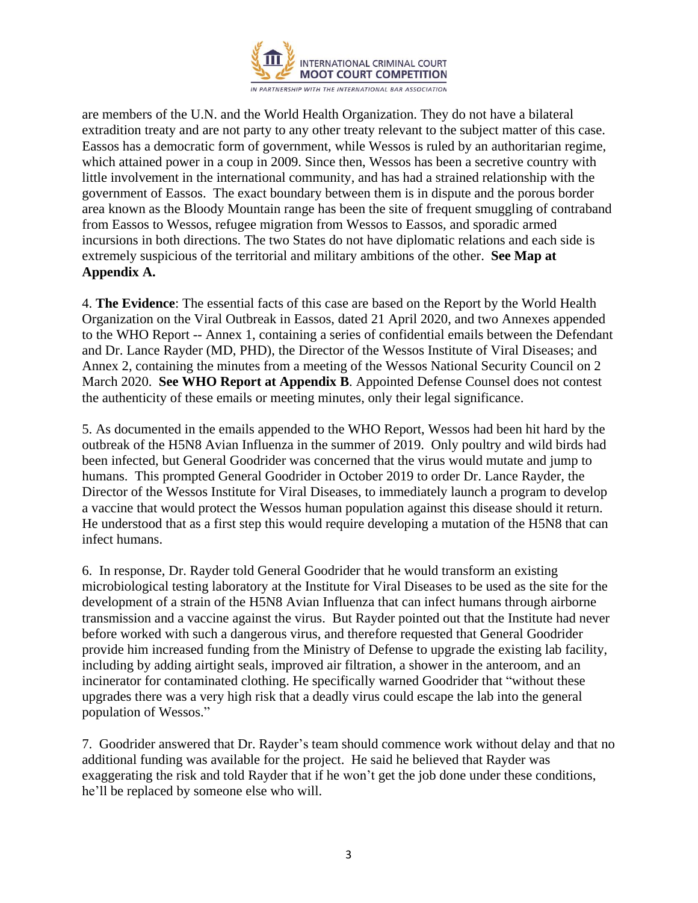are members of the U.N. and the World Health Organization. They do not have a bilateral extradition treaty and are not party to any other treaty relevant to the subject matter of this case. Eassos has a democratic form of government, while Wessos is ruled by an authoritarian regime, which attained power in a coup in 2009. Since then, Wessos has been a secretive country with little involvement in the international community, and has had a strained relationship with the government of Eassos. The exact boundary between them is in dispute and the porous border area known as the Bloody Mountain range has been the site of frequent smuggling of contraband from Eassos to Wessos, refugee migration from Wessos to Eassos, and sporadic armed incursions in both directions. The two States do not have diplomatic relations and each side is extremely suspicious of the territorial and military ambitions of the other. **See Map at Appendix A.**

4. **The Evidence**: The essential facts of this case are based on the Report by the World Health Organization on the Viral Outbreak in Eassos, dated 21 April 2020, and two Annexes appended to the WHO Report -- Annex 1, containing a series of confidential emails between the Defendant and Dr. Lance Rayder (MD, PHD), the Director of the Wessos Institute of Viral Diseases; and Annex 2, containing the minutes from a meeting of the Wessos National Security Council on 2 March 2020. **See WHO Report at Appendix B**. Appointed Defense Counsel does not contest the authenticity of these emails or meeting minutes, only their legal significance.

5. As documented in the emails appended to the WHO Report, Wessos had been hit hard by the outbreak of the H5N8 Avian Influenza in the summer of 2019. Only poultry and wild birds had been infected, but General Goodrider was concerned that the virus would mutate and jump to humans. This prompted General Goodrider in October 2019 to order Dr. Lance Rayder, the Director of the Wessos Institute for Viral Diseases, to immediately launch a program to develop a vaccine that would protect the Wessos human population against this disease should it return. He understood that as a first step this would require developing a mutation of the H5N8 that can infect humans.

6. In response, Dr. Rayder told General Goodrider that he would transform an existing microbiological testing laboratory at the Institute for Viral Diseases to be used as the site for the development of a strain of the H5N8 Avian Influenza that can infect humans through airborne transmission and a vaccine against the virus. But Rayder pointed out that the Institute had never before worked with such a dangerous virus, and therefore requested that General Goodrider provide him increased funding from the Ministry of Defense to upgrade the existing lab facility, including by adding airtight seals, improved air filtration, a shower in the anteroom, and an incinerator for contaminated clothing. He specifically warned Goodrider that "without these upgrades there was a very high risk that a deadly virus could escape the lab into the general population of Wessos."

7. Goodrider answered that Dr. Rayder's team should commence work without delay and that no additional funding was available for the project. He said he believed that Rayder was exaggerating the risk and told Rayder that if he won't get the job done under these conditions, he'll be replaced by someone else who will.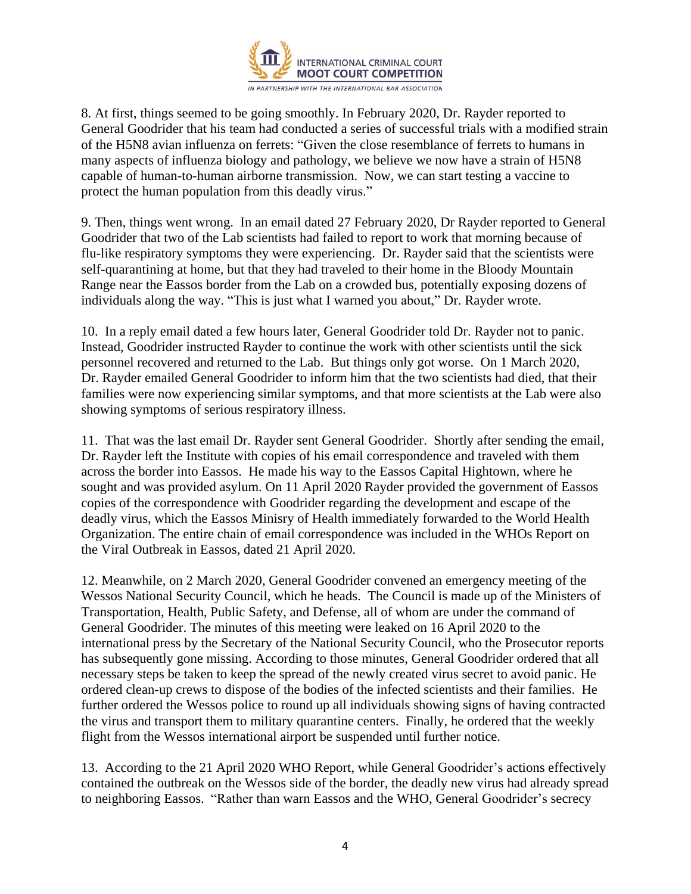8. At first, things seemed to be going smoothly. In February 2020, Dr. Rayder reported to General Goodrider that his team had conducted a series of successful trials with a modified strain of the H5N8 avian influenza on ferrets: "Given the close resemblance of ferrets to humans in many aspects of influenza biology and pathology, we believe we now have a strain of H5N8 capable of human-to-human airborne transmission. Now, we can start testing a vaccine to protect the human population from this deadly virus."

9. Then, things went wrong. In an email dated 27 February 2020, Dr Rayder reported to General Goodrider that two of the Lab scientists had failed to report to work that morning because of flu-like respiratory symptoms they were experiencing. Dr. Rayder said that the scientists were self-quarantining at home, but that they had traveled to their home in the Bloody Mountain Range near the Eassos border from the Lab on a crowded bus, potentially exposing dozens of individuals along the way. "This is just what I warned you about," Dr. Rayder wrote.

10. In a reply email dated a few hours later, General Goodrider told Dr. Rayder not to panic. Instead, Goodrider instructed Rayder to continue the work with other scientists until the sick personnel recovered and returned to the Lab. But things only got worse. On 1 March 2020, Dr. Rayder emailed General Goodrider to inform him that the two scientists had died, that their families were now experiencing similar symptoms, and that more scientists at the Lab were also showing symptoms of serious respiratory illness.

11. That was the last email Dr. Rayder sent General Goodrider. Shortly after sending the email, Dr. Rayder left the Institute with copies of his email correspondence and traveled with them across the border into Eassos. He made his way to the Eassos Capital Hightown, where he sought and was provided asylum. On 11 April 2020 Rayder provided the government of Eassos copies of the correspondence with Goodrider regarding the development and escape of the deadly virus, which the Eassos Minisry of Health immediately forwarded to the World Health Organization. The entire chain of email correspondence was included in the WHOs Report on the Viral Outbreak in Eassos, dated 21 April 2020.

12. Meanwhile, on 2 March 2020, General Goodrider convened an emergency meeting of the Wessos National Security Council, which he heads. The Council is made up of the Ministers of Transportation, Health, Public Safety, and Defense, all of whom are under the command of General Goodrider. The minutes of this meeting were leaked on 16 April 2020 to the international press by the Secretary of the National Security Council, who the Prosecutor reports has subsequently gone missing. According to those minutes, General Goodrider ordered that all necessary steps be taken to keep the spread of the newly created virus secret to avoid panic. He ordered clean-up crews to dispose of the bodies of the infected scientists and their families. He further ordered the Wessos police to round up all individuals showing signs of having contracted the virus and transport them to military quarantine centers. Finally, he ordered that the weekly flight from the Wessos international airport be suspended until further notice.

13. According to the 21 April 2020 WHO Report, while General Goodrider's actions effectively contained the outbreak on the Wessos side of the border, the deadly new virus had already spread to neighboring Eassos. "Rather than warn Eassos and the WHO, General Goodrider's secrecy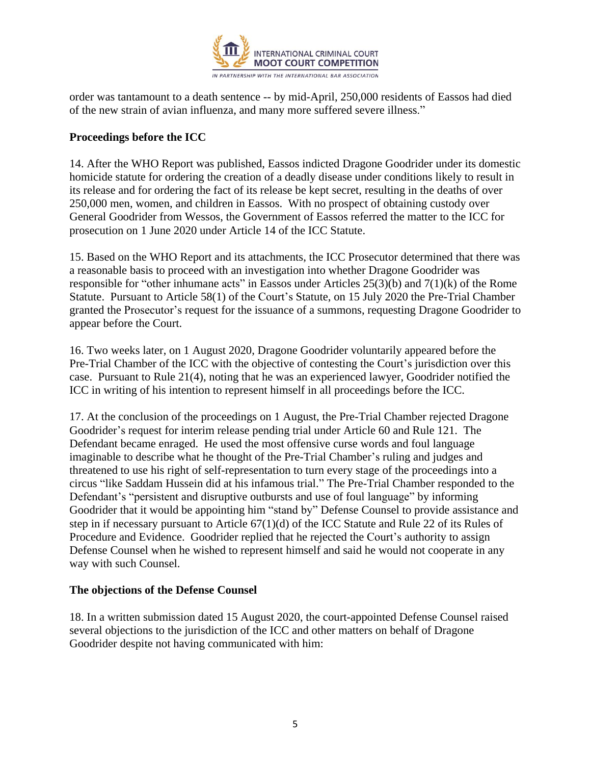order was tantamount to a death sentence -- by mid-April, 250,000 residents of Eassos had died of the new strain of avian influenza, and many more suffered severe illness."

**Proceedings before the ICC**

14. After the WHO Report was published, Eassos indicted Dragone Goodrider under its domestic homicide statute for ordering the creation of a deadly disease under conditions likely to result in its release and for ordering the fact of its release be kept secret, resulting in the deaths of over 250,000 men, women, and children in Eassos. With no prospect of obtaining custody over General Goodrider from Wessos, the Government of Eassos referred the matter to the ICC for prosecution on 1 June 2020 under Article 14 of the ICC Statute.

15. Based on the WHO Report and its attachments, the ICC Prosecutor determined that there was a reasonable basis to proceed with an investigation into whether Dragone Goodrider was responsible for "other inhumane acts" in Eassos under Articles 25(3)(b) and 7(1)(k) of the Rome Statute. Pursuant to Article 58(1) of the Court's Statute, on 15 July 2020 the Pre-Trial Chamber granted the Prosecutor's request for the issuance of a summons, requesting Dragone Goodrider to appear before the Court.

16. Two weeks later, on 1 August 2020, Dragone Goodrider voluntarily appeared before the Pre-Trial Chamber of the ICC with the objective of contesting the Court's jurisdiction over this case. Pursuant to Rule 21(4), noting that he was an experienced lawyer, Goodrider notified the ICC in writing of his intention to represent himself in all proceedings before the ICC.

17. At the conclusion of the proceedings on 1 August, the Pre-Trial Chamber rejected Dragone Goodrider's request for interim release pending trial under Article 60 and Rule 121. The Defendant became enraged. He used the most offensive curse words and foul language imaginable to describe what he thought of the Pre-Trial Chamber's ruling and judges and threatened to use his right of self-representation to turn every stage of the proceedings into a circus "like Saddam Hussein did at his infamous trial." The Pre-Trial Chamber responded to the Defendant's "persistent and disruptive outbursts and use of foul language" by informing Goodrider that it would be appointing him "stand by" Defense Counsel to provide assistance and step in if necessary pursuant to Article 67(1)(d) of the ICC Statute and Rule 22 of its Rules of Procedure and Evidence. Goodrider replied that he rejected the Court's authority to assign Defense Counsel when he wished to represent himself and said he would not cooperate in any way with such Counsel.

**The objections of the Defense Counsel**

18. In a written submission dated 15 August 2020, the court-appointed Defense Counsel raised several objections to the jurisdiction of the ICC and other matters on behalf of Dragone Goodrider despite not having communicated with him: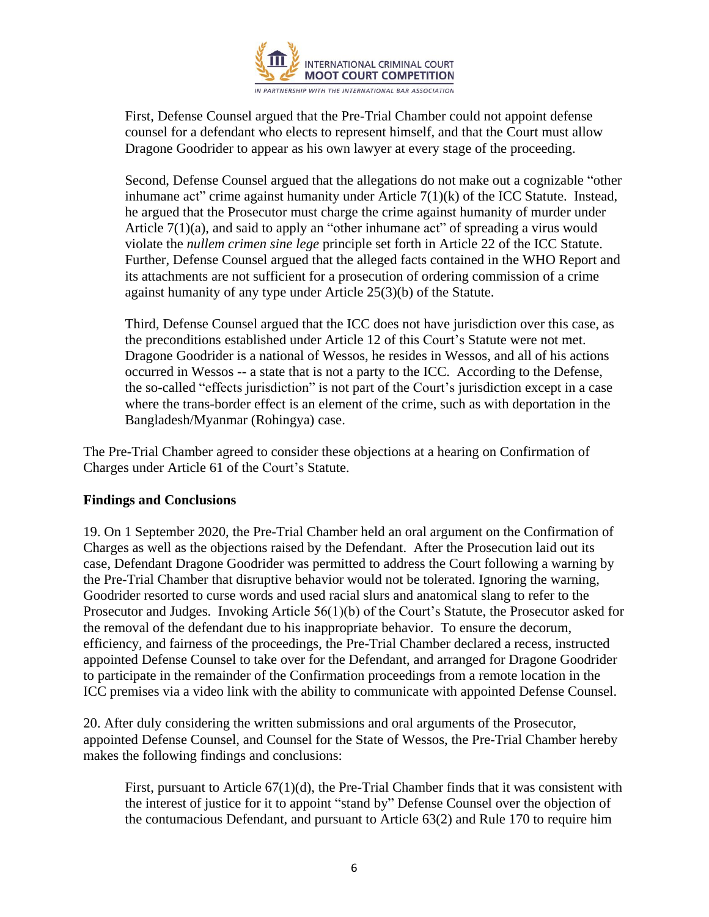First, Defense Counsel argued that the Pre-Trial Chamber could not appoint defense counsel for a defendant who elects to represent himself, and that the Court must allow Dragone Goodrider to appear as his own lawyer at every stage of the proceeding.

Second, Defense Counsel argued that the allegations do not make out a cognizable "other inhumane act" crime against humanity under Article 7(1)(k) of the ICC Statute. Instead, he argued that the Prosecutor must charge the crime against humanity of murder under Article 7(1)(a), and said to apply an "other inhumane act" of spreading a virus would violate the *nullem crimen sine lege* principle set forth in Article 22 of the ICC Statute. Further, Defense Counsel argued that the alleged facts contained in the WHO Report and its attachments are not sufficient for a prosecution of ordering commission of a crime against humanity of any type under Article 25(3)(b) of the Statute.

Third, Defense Counsel argued that the ICC does not have jurisdiction over this case, as the preconditions established under Article 12 of this Court's Statute were not met. Dragone Goodrider is a national of Wessos, he resides in Wessos, and all of his actions occurred in Wessos -- a state that is not a party to the ICC. According to the Defense, the so-called "effects jurisdiction" is not part of the Court's jurisdiction except in a case where the trans-border effect is an element of the crime, such as with deportation in the Bangladesh/Myanmar (Rohingya) case.

The Pre-Trial Chamber agreed to consider these objections at a hearing on Confirmation of Charges under Article 61 of the Court's Statute.

**Findings and Conclusions**

19. On 1 September 2020, the Pre-Trial Chamber held an oral argument on the Confirmation of Charges as well as the objections raised by the Defendant. After the Prosecution laid out its case, Defendant Dragone Goodrider was permitted to address the Court following a warning by the Pre-Trial Chamber that disruptive behavior would not be tolerated. Ignoring the warning, Goodrider resorted to curse words and used racial slurs and anatomical slang to refer to the Prosecutor and Judges. Invoking Article 56(1)(b) of the Court's Statute, the Prosecutor asked for the removal of the defendant due to his inappropriate behavior. To ensure the decorum, efficiency, and fairness of the proceedings, the Pre-Trial Chamber declared a recess, instructed appointed Defense Counsel to take over for the Defendant, and arranged for Dragone Goodrider to participate in the remainder of the Confirmation proceedings from a remote location in the ICC premises via a video link with the ability to communicate with appointed Defense Counsel.

20. After duly considering the written submissions and oral arguments of the Prosecutor, appointed Defense Counsel, and Counsel for the State of Wessos, the Pre-Trial Chamber hereby makes the following findings and conclusions:

First, pursuant to Article 67(1)(d), the Pre-Trial Chamber finds that it was consistent with the interest of justice for it to appoint "stand by" Defense Counsel over the objection of the contumacious Defendant, and pursuant to Article 63(2) and Rule 170 to require him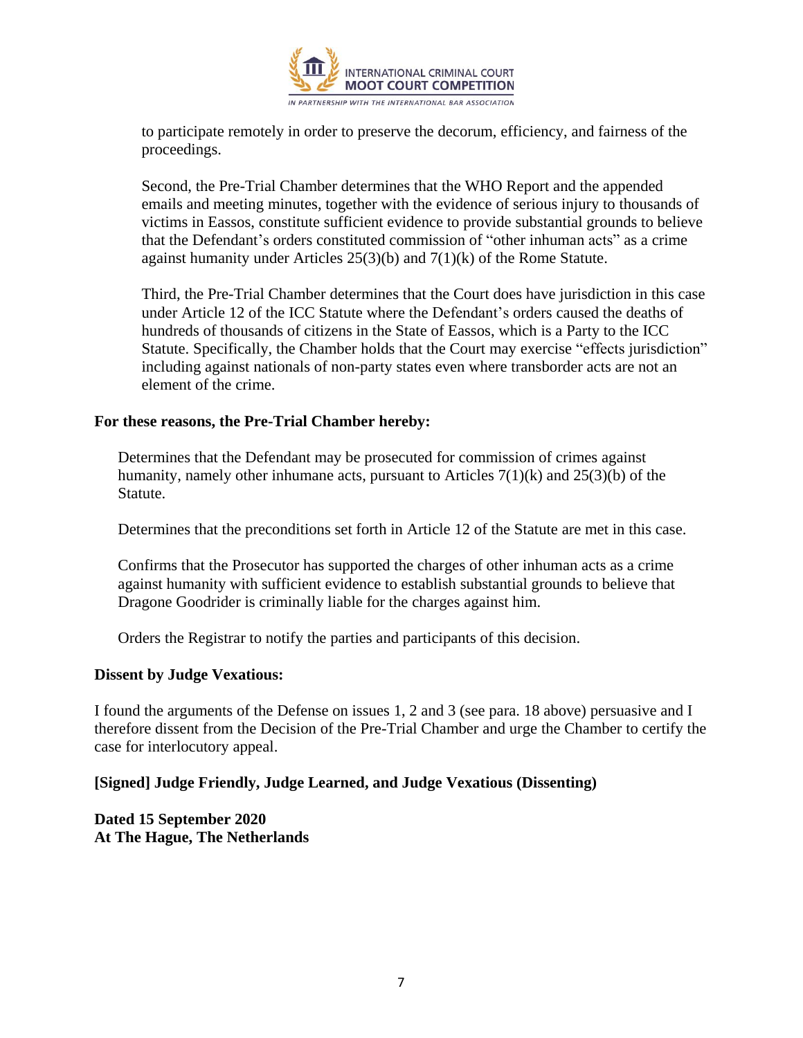to participate remotely in order to preserve the decorum, efficiency, and fairness of the proceedings.

Second, the Pre-Trial Chamber determines that the WHO Report and the appended emails and meeting minutes, together with the evidence of serious injury to thousands of victims in Eassos, constitute sufficient evidence to provide substantial grounds to believe that the Defendant's orders constituted commission of "other inhuman acts" as a crime against humanity under Articles 25(3)(b) and 7(1)(k) of the Rome Statute.

Third, the Pre-Trial Chamber determines that the Court does have jurisdiction in this case under Article 12 of the ICC Statute where the Defendant's orders caused the deaths of hundreds of thousands of citizens in the State of Eassos, which is a Party to the ICC Statute. Specifically, the Chamber holds that the Court may exercise "effects jurisdiction" including against nationals of non-party states even where transborder acts are not an element of the crime.

**For these reasons, the Pre-Trial Chamber hereby:**

Determines that the Defendant may be prosecuted for commission of crimes against humanity, namely other inhumane acts, pursuant to Articles 7(1)(k) and 25(3)(b) of the Statute.

Determines that the preconditions set forth in Article 12 of the Statute are met in this case.

Confirms that the Prosecutor has supported the charges of other inhuman acts as a crime against humanity with sufficient evidence to establish substantial grounds to believe that Dragone Goodrider is criminally liable for the charges against him.

Orders the Registrar to notify the parties and participants of this decision.

**Dissent by Judge Vexatious:**

I found the arguments of the Defense on issues 1, 2 and 3 (see para. 18 above) persuasive and I therefore dissent from the Decision of the Pre-Trial Chamber and urge the Chamber to certify the case for interlocutory appeal.

**[Signed] Judge Friendly, Judge Learned, and Judge Vexatious (Dissenting)**

**Dated 15 September 2020**
**At The Hague, The Netherlands**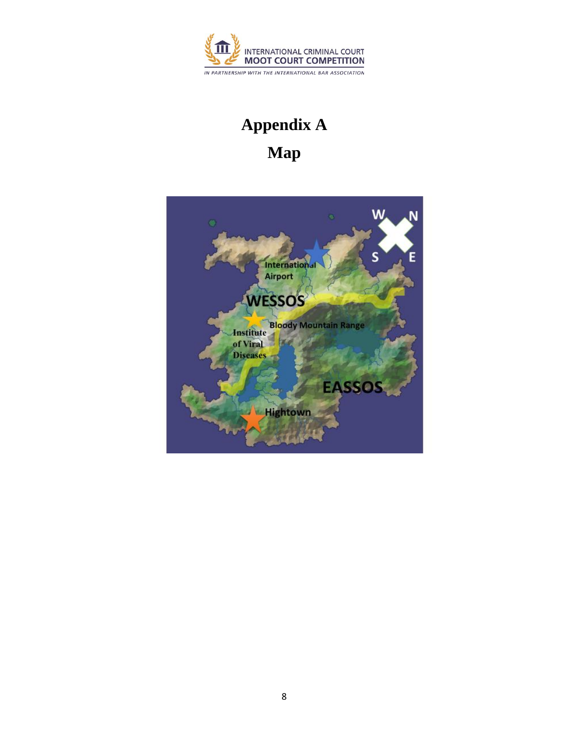# Appendix A

# Map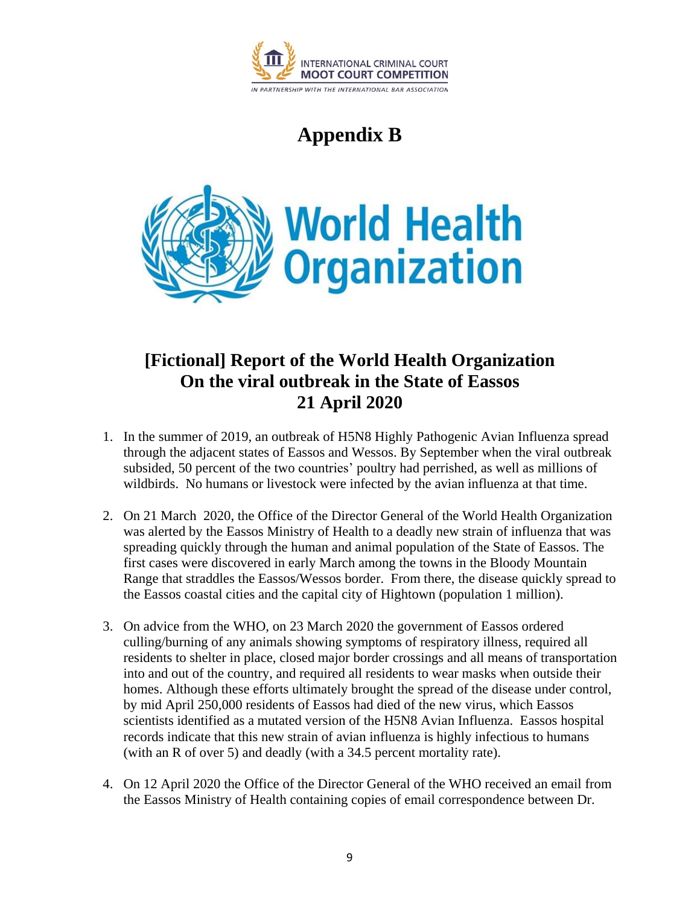# Appendix B

## [Fictional] Report of the World Health Organization On the viral outbreak in the State of Eassos 21 April 2020

1. In the summer of 2019, an outbreak of H5N8 Highly Pathogenic Avian Influenza spread through the adjacent states of Eassos and Wessos. By September when the viral outbreak subsided, 50 percent of the two countries' poultry had perrished, as well as millions of wildbirds. No humans or livestock were infected by the avian influenza at that time.

2. On 21 March 2020, the Office of the Director General of the World Health Organization was alerted by the Eassos Ministry of Health to a deadly new strain of influenza that was spreading quickly through the human and animal population of the State of Eassos. The first cases were discovered in early March among the towns in the Bloody Mountain Range that straddles the Eassos/Wessos border. From there, the disease quickly spread to the Eassos coastal cities and the capital city of Hightown (population 1 million).

3. On advice from the WHO, on 23 March 2020 the government of Eassos ordered culling/burning of any animals showing symptoms of respiratory illness, required all residents to shelter in place, closed major border crossings and all means of transportation into and out of the country, and required all residents to wear masks when outside their homes. Although these efforts ultimately brought the spread of the disease under control, by mid April 250,000 residents of Eassos had died of the new virus, which Eassos scientists identified as a mutated version of the H5N8 Avian Influenza. Eassos hospital records indicate that this new strain of avian influenza is highly infectious to humans (with an R of over 5) and deadly (with a 34.5 percent mortality rate).

4. On 12 April 2020 the Office of the Director General of the WHO received an email from the Eassos Ministry of Health containing copies of email correspondence between Dr.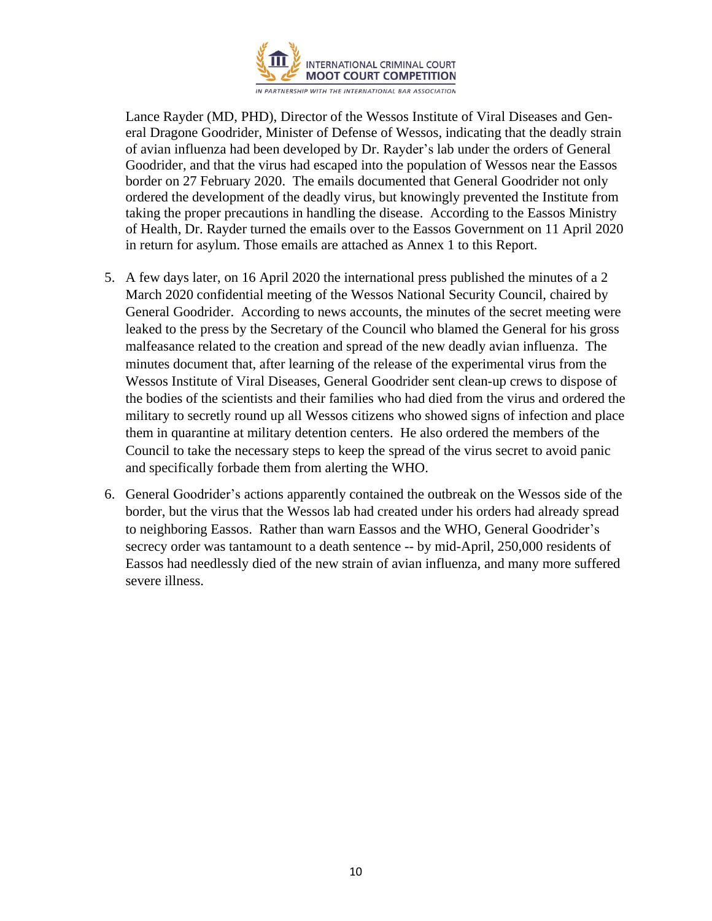Lance Rayder (MD, PHD), Director of the Wessos Institute of Viral Diseases and General Dragone Goodrider, Minister of Defense of Wessos, indicating that the deadly strain of avian influenza had been developed by Dr. Rayder's lab under the orders of General Goodrider, and that the virus had escaped into the population of Wessos near the Eassos border on 27 February 2020. The emails documented that General Goodrider not only ordered the development of the deadly virus, but knowingly prevented the Institute from taking the proper precautions in handling the disease. According to the Eassos Ministry of Health, Dr. Rayder turned the emails over to the Eassos Government on 11 April 2020 in return for asylum. Those emails are attached as Annex 1 to this Report.

5. A few days later, on 16 April 2020 the international press published the minutes of a 2 March 2020 confidential meeting of the Wessos National Security Council, chaired by General Goodrider. According to news accounts, the minutes of the secret meeting were leaked to the press by the Secretary of the Council who blamed the General for his gross malfeasance related to the creation and spread of the new deadly avian influenza. The minutes document that, after learning of the release of the experimental virus from the Wessos Institute of Viral Diseases, General Goodrider sent clean-up crews to dispose of the bodies of the scientists and their families who had died from the virus and ordered the military to secretly round up all Wessos citizens who showed signs of infection and place them in quarantine at military detention centers. He also ordered the members of the Council to take the necessary steps to keep the spread of the virus secret to avoid panic and specifically forbade them from alerting the WHO.

6. General Goodrider's actions apparently contained the outbreak on the Wessos side of the border, but the virus that the Wessos lab had created under his orders had already spread to neighboring Eassos. Rather than warn Eassos and the WHO, General Goodrider's secrecy order was tantamount to a death sentence -- by mid-April, 250,000 residents of Eassos had needlessly died of the new strain of avian influenza, and many more suffered severe illness.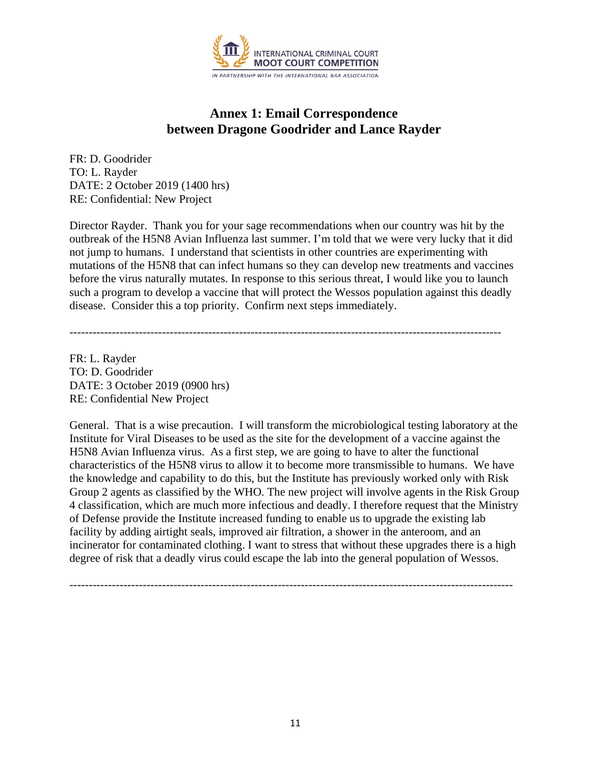## Annex 1: Email Correspondence between Dragone Goodrider and Lance Rayder

FR: D. Goodrider
TO: L. Rayder
DATE: 2 October 2019 (1400 hrs)
RE: Confidential: New Project

Director Rayder. Thank you for your sage recommendations when our country was hit by the outbreak of the H5N8 Avian Influenza last summer. I'm told that we were very lucky that it did not jump to humans. I understand that scientists in other countries are experimenting with mutations of the H5N8 that can infect humans so they can develop new treatments and vaccines before the virus naturally mutates. In response to this serious threat, I would like you to launch such a program to develop a vaccine that will protect the Wessos population against this deadly disease. Consider this a top priority. Confirm next steps immediately.

---

FR: L. Rayder
TO: D. Goodrider
DATE: 3 October 2019 (0900 hrs)
RE: Confidential New Project

General. That is a wise precaution. I will transform the microbiological testing laboratory at the Institute for Viral Diseases to be used as the site for the development of a vaccine against the H5N8 Avian Influenza virus. As a first step, we are going to have to alter the functional characteristics of the H5N8 virus to allow it to become more transmissible to humans. We have the knowledge and capability to do this, but the Institute has previously worked only with Risk Group 2 agents as classified by the WHO. The new project will involve agents in the Risk Group 4 classification, which are much more infectious and deadly. I therefore request that the Ministry of Defense provide the Institute increased funding to enable us to upgrade the existing lab facility by adding airtight seals, improved air filtration, a shower in the anteroom, and an incinerator for contaminated clothing. I want to stress that without these upgrades there is a high degree of risk that a deadly virus could escape the lab into the general population of Wessos.

---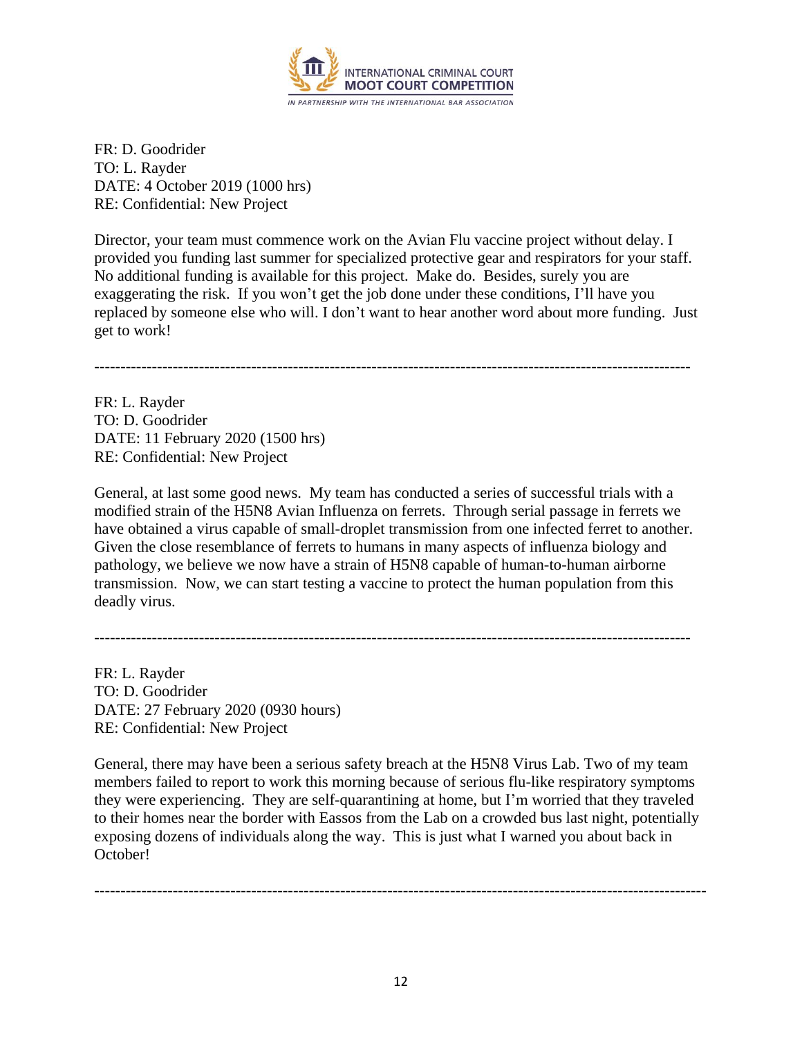FR: D. Goodrider
TO: L. Rayder
DATE: 4 October 2019 (1000 hrs)
RE: Confidential: New Project

Director, your team must commence work on the Avian Flu vaccine project without delay. I provided you funding last summer for specialized protective gear and respirators for your staff. No additional funding is available for this project. Make do. Besides, surely you are exaggerating the risk. If you won't get the job done under these conditions, I'll have you replaced by someone else who will. I don't want to hear another word about more funding. Just get to work!

---

FR: L. Rayder
TO: D. Goodrider
DATE: 11 February 2020 (1500 hrs)
RE: Confidential: New Project

General, at last some good news. My team has conducted a series of successful trials with a modified strain of the H5N8 Avian Influenza on ferrets. Through serial passage in ferrets we have obtained a virus capable of small-droplet transmission from one infected ferret to another. Given the close resemblance of ferrets to humans in many aspects of influenza biology and pathology, we believe we now have a strain of H5N8 capable of human-to-human airborne transmission. Now, we can start testing a vaccine to protect the human population from this deadly virus.

---

FR: L. Rayder
TO: D. Goodrider
DATE: 27 February 2020 (0930 hours)
RE: Confidential: New Project

General, there may have been a serious safety breach at the H5N8 Virus Lab. Two of my team members failed to report to work this morning because of serious flu-like respiratory symptoms they were experiencing. They are self-quarantining at home, but I'm worried that they traveled to their homes near the border with Eassos from the Lab on a crowded bus last night, potentially exposing dozens of individuals along the way. This is just what I warned you about back in October!

---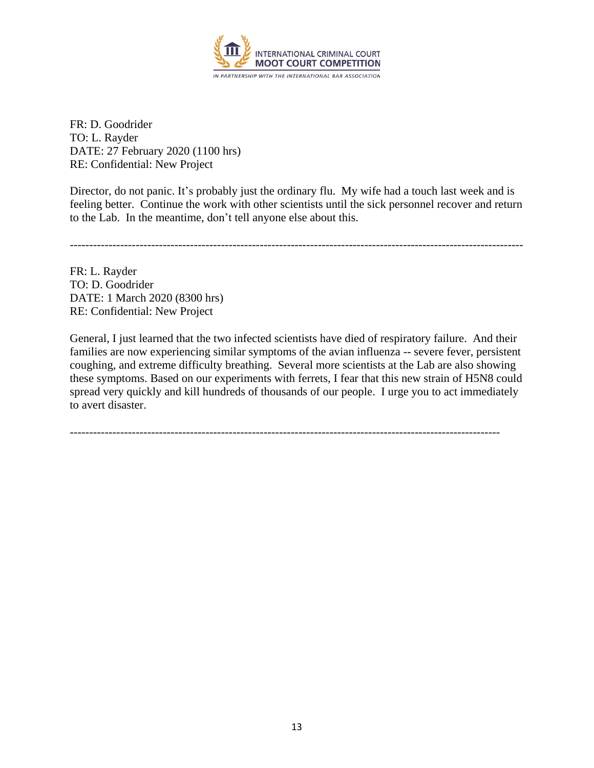FR: D. Goodrider
TO: L. Rayder
DATE: 27 February 2020 (1100 hrs)
RE: Confidential: New Project

Director, do not panic. It's probably just the ordinary flu. My wife had a touch last week and is feeling better. Continue the work with other scientists until the sick personnel recover and return to the Lab. In the meantime, don't tell anyone else about this.

---

FR: L. Rayder
TO: D. Goodrider
DATE: 1 March 2020 (8300 hrs)
RE: Confidential: New Project

General, I just learned that the two infected scientists have died of respiratory failure. And their families are now experiencing similar symptoms of the avian influenza -- severe fever, persistent coughing, and extreme difficulty breathing. Several more scientists at the Lab are also showing these symptoms. Based on our experiments with ferrets, I fear that this new strain of H5N8 could spread very quickly and kill hundreds of thousands of our people. I urge you to act immediately to avert disaster.

---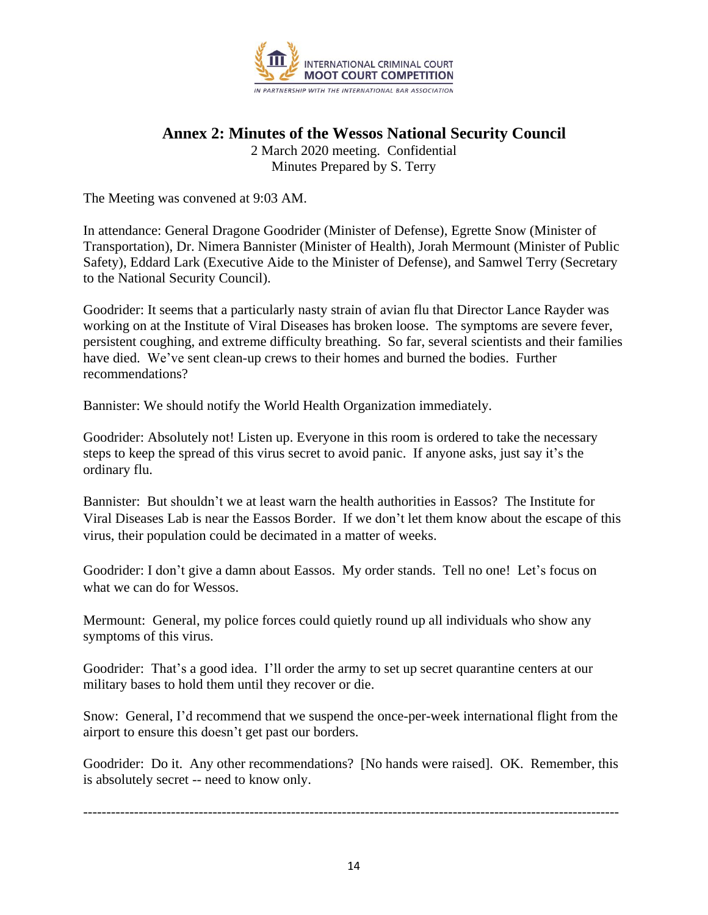# Annex 2: Minutes of the Wessos National Security Council

2 March 2020 meeting. Confidential

Minutes Prepared by S. Terry

The Meeting was convened at 9:03 AM.

In attendance: General Dragone Goodrider (Minister of Defense), Egrette Snow (Minister of Transportation), Dr. Nimera Bannister (Minister of Health), Jorah Mermount (Minister of Public Safety), Eddard Lark (Executive Aide to the Minister of Defense), and Samwel Terry (Secretary to the National Security Council).

Goodrider: It seems that a particularly nasty strain of avian flu that Director Lance Rayder was working on at the Institute of Viral Diseases has broken loose. The symptoms are severe fever, persistent coughing, and extreme difficulty breathing. So far, several scientists and their families have died. We've sent clean-up crews to their homes and burned the bodies. Further recommendations?

Bannister: We should notify the World Health Organization immediately.

Goodrider: Absolutely not! Listen up. Everyone in this room is ordered to take the necessary steps to keep the spread of this virus secret to avoid panic. If anyone asks, just say it's the ordinary flu.

Bannister: But shouldn't we at least warn the health authorities in Eassos? The Institute for Viral Diseases Lab is near the Eassos Border. If we don't let them know about the escape of this virus, their population could be decimated in a matter of weeks.

Goodrider: I don't give a damn about Eassos. My order stands. Tell no one! Let's focus on what we can do for Wessos.

Mermount: General, my police forces could quietly round up all individuals who show any symptoms of this virus.

Goodrider: That's a good idea. I'll order the army to set up secret quarantine centers at our military bases to hold them until they recover or die.

Snow: General, I'd recommend that we suspend the once-per-week international flight from the airport to ensure this doesn't get past our borders.

Goodrider: Do it. Any other recommendations? [No hands were raised]. OK. Remember, this is absolutely secret -- need to know only.

---